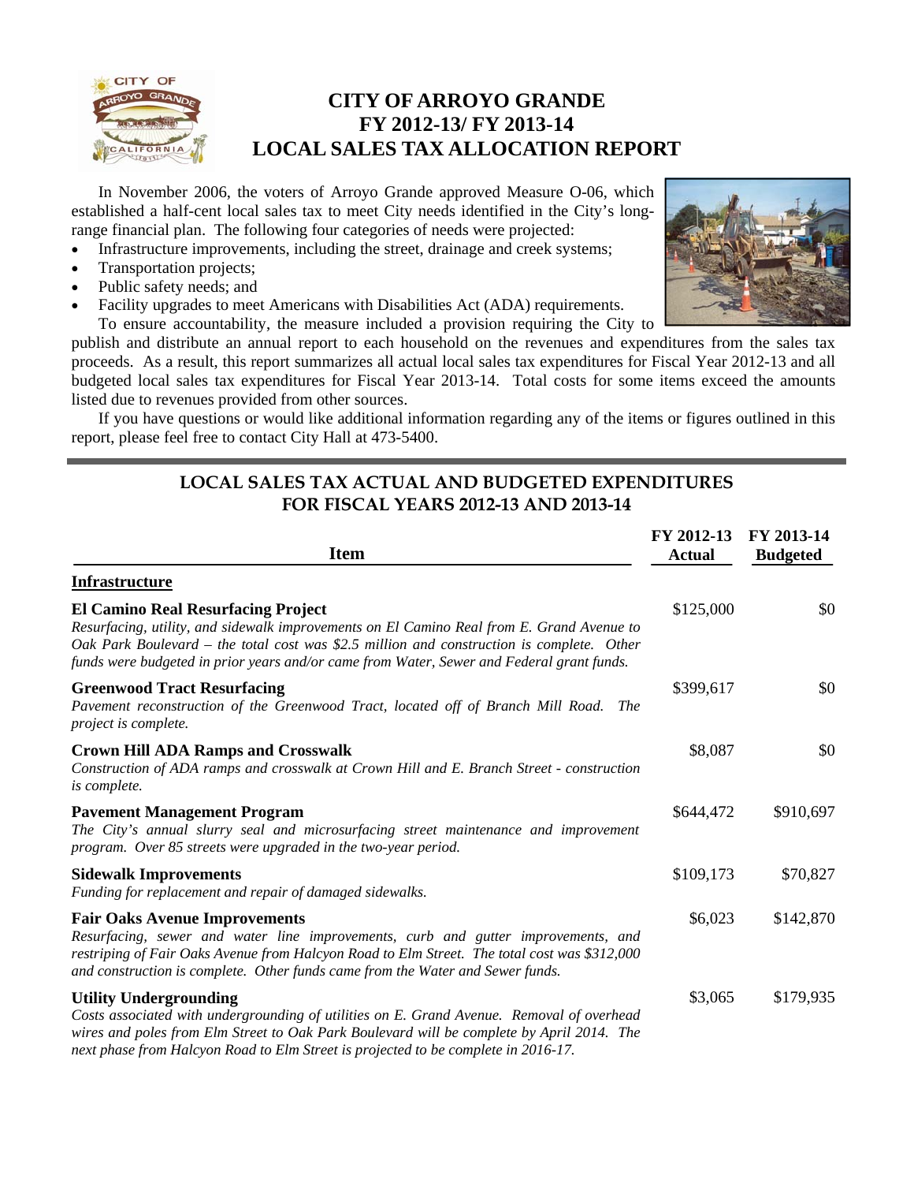# CITY OF ARROYO GRANDE
# FY 2012-13/ FY 2013-14
# LOCAL SALES TAX ALLOCATION REPORT

In November 2006, the voters of Arroyo Grande approved Measure O-06, which established a half-cent local sales tax to meet City needs identified in the City's long-range financial plan. The following four categories of needs were projected:

- Infrastructure improvements, including the street, drainage and creek systems;
- Transportation projects;
- Public safety needs; and
- Facility upgrades to meet Americans with Disabilities Act (ADA) requirements.

To ensure accountability, the measure included a provision requiring the City to publish and distribute an annual report to each household on the revenues and expenditures from the sales tax proceeds. As a result, this report summarizes all actual local sales tax expenditures for Fiscal Year 2012-13 and all budgeted local sales tax expenditures for Fiscal Year 2013-14. Total costs for some items exceed the amounts listed due to revenues provided from other sources.

If you have questions or would like additional information regarding any of the items or figures outlined in this report, please feel free to contact City Hall at 473-5400.

## LOCAL SALES TAX ACTUAL AND BUDGETED EXPENDITURES FOR FISCAL YEARS 2012-13 AND 2013-14

| Item | FY 2012-13 Actual | FY 2013-14 Budgeted |
|---|---|---|
| **Infrastructure** | | |
| **El Camino Real Resurfacing Project**<br>*Resurfacing, utility, and sidewalk improvements on El Camino Real from E. Grand Avenue to Oak Park Boulevard – the total cost was $2.5 million and construction is complete. Other funds were budgeted in prior years and/or came from Water, Sewer and Federal grant funds.* | $125,000 | $0 |
| **Greenwood Tract Resurfacing**<br>*Pavement reconstruction of the Greenwood Tract, located off of Branch Mill Road. The project is complete.* | $399,617 | $0 |
| **Crown Hill ADA Ramps and Crosswalk**<br>*Construction of ADA ramps and crosswalk at Crown Hill and E. Branch Street - construction is complete.* | $8,087 | $0 |
| **Pavement Management Program**<br>*The City's annual slurry seal and microsurfacing street maintenance and improvement program. Over 85 streets were upgraded in the two-year period.* | $644,472 | $910,697 |
| **Sidewalk Improvements**<br>*Funding for replacement and repair of damaged sidewalks.* | $109,173 | $70,827 |
| **Fair Oaks Avenue Improvements**<br>*Resurfacing, sewer and water line improvements, curb and gutter improvements, and restriping of Fair Oaks Avenue from Halcyon Road to Elm Street. The total cost was $312,000 and construction is complete. Other funds came from the Water and Sewer funds.* | $6,023 | $142,870 |
| **Utility Undergrounding**<br>*Costs associated with undergrounding of utilities on E. Grand Avenue. Removal of overhead wires and poles from Elm Street to Oak Park Boulevard will be complete by April 2014. The next phase from Halcyon Road to Elm Street is projected to be complete in 2016-17.* | $3,065 | $179,935 |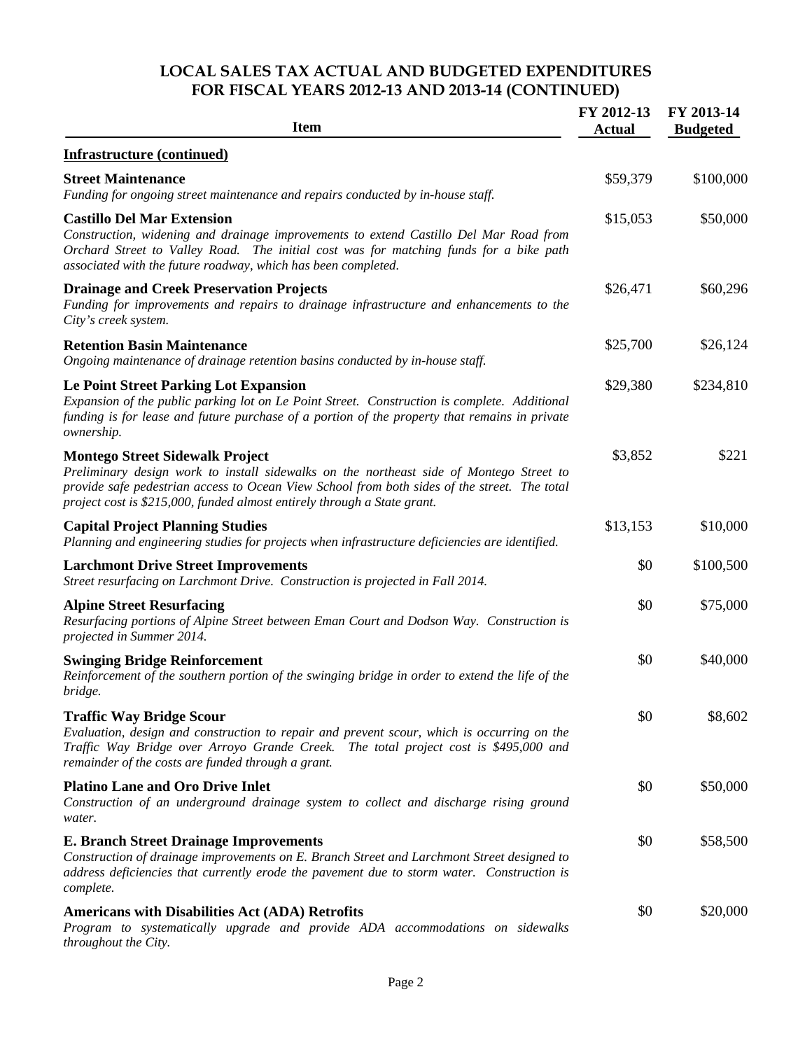# LOCAL SALES TAX ACTUAL AND BUDGETED EXPENDITURES FOR FISCAL YEARS 2012-13 AND 2013-14 (CONTINUED)

| Item | FY 2012-13 Actual | FY 2013-14 Budgeted |
|---|---|---|
| **Infrastructure (continued)** | | |
| **Street Maintenance**<br>*Funding for ongoing street maintenance and repairs conducted by in-house staff.* | $59,379 | $100,000 |
| **Castillo Del Mar Extension**<br>*Construction, widening and drainage improvements to extend Castillo Del Mar Road from Orchard Street to Valley Road. The initial cost was for matching funds for a bike path associated with the future roadway, which has been completed.* | $15,053 | $50,000 |
| **Drainage and Creek Preservation Projects**<br>*Funding for improvements and repairs to drainage infrastructure and enhancements to the City's creek system.* | $26,471 | $60,296 |
| **Retention Basin Maintenance**<br>*Ongoing maintenance of drainage retention basins conducted by in-house staff.* | $25,700 | $26,124 |
| **Le Point Street Parking Lot Expansion**<br>*Expansion of the public parking lot on Le Point Street. Construction is complete. Additional funding is for lease and future purchase of a portion of the property that remains in private ownership.* | $29,380 | $234,810 |
| **Montego Street Sidewalk Project**<br>*Preliminary design work to install sidewalks on the northeast side of Montego Street to provide safe pedestrian access to Ocean View School from both sides of the street. The total project cost is $215,000, funded almost entirely through a State grant.* | $3,852 | $221 |
| **Capital Project Planning Studies**<br>*Planning and engineering studies for projects when infrastructure deficiencies are identified.* | $13,153 | $10,000 |
| **Larchmont Drive Street Improvements**<br>*Street resurfacing on Larchmont Drive. Construction is projected in Fall 2014.* | $0 | $100,500 |
| **Alpine Street Resurfacing**<br>*Resurfacing portions of Alpine Street between Eman Court and Dodson Way. Construction is projected in Summer 2014.* | $0 | $75,000 |
| **Swinging Bridge Reinforcement**<br>*Reinforcement of the southern portion of the swinging bridge in order to extend the life of the bridge.* | $0 | $40,000 |
| **Traffic Way Bridge Scour**<br>*Evaluation, design and construction to repair and prevent scour, which is occurring on the Traffic Way Bridge over Arroyo Grande Creek. The total project cost is $495,000 and remainder of the costs are funded through a grant.* | $0 | $8,602 |
| **Platino Lane and Oro Drive Inlet**<br>*Construction of an underground drainage system to collect and discharge rising ground water.* | $0 | $50,000 |
| **E. Branch Street Drainage Improvements**<br>*Construction of drainage improvements on E. Branch Street and Larchmont Street designed to address deficiencies that currently erode the pavement due to storm water. Construction is complete.* | $0 | $58,500 |
| **Americans with Disabilities Act (ADA) Retrofits**<br>*Program to systematically upgrade and provide ADA accommodations on sidewalks throughout the City.* | $0 | $20,000 |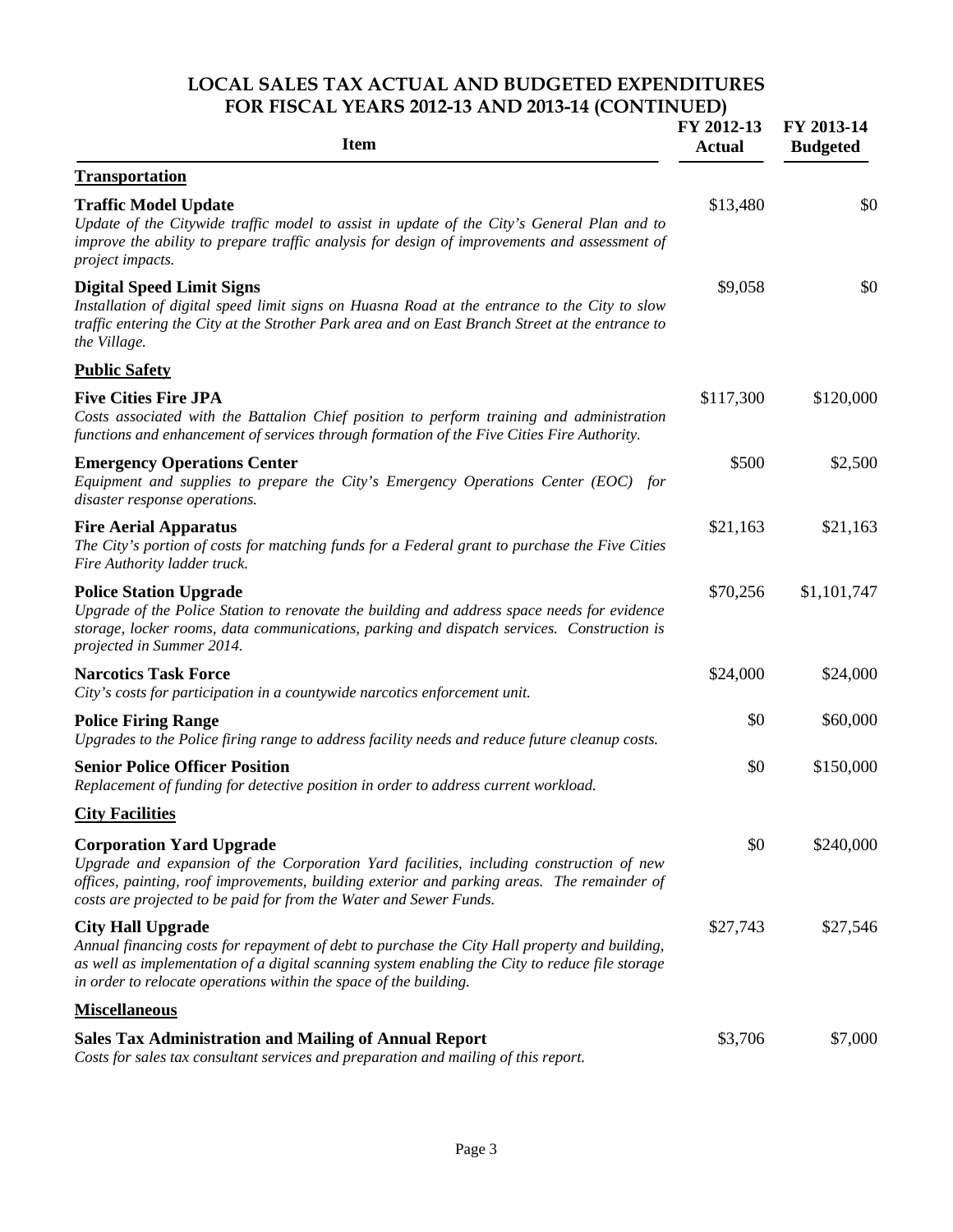# LOCAL SALES TAX ACTUAL AND BUDGETED EXPENDITURES FOR FISCAL YEARS 2012-13 AND 2013-14 (CONTINUED)

| Item | FY 2012-13 Actual | FY 2013-14 Budgeted |
|---|---|---|
| **Transportation** | | |
| **Traffic Model Update**<br>*Update of the Citywide traffic model to assist in update of the City's General Plan and to improve the ability to prepare traffic analysis for design of improvements and assessment of project impacts.* | $13,480 | $0 |
| **Digital Speed Limit Signs**<br>*Installation of digital speed limit signs on Huasna Road at the entrance to the City to slow traffic entering the City at the Strother Park area and on East Branch Street at the entrance to the Village.* | $9,058 | $0 |
| **Public Safety** | | |
| **Five Cities Fire JPA**<br>*Costs associated with the Battalion Chief position to perform training and administration functions and enhancement of services through formation of the Five Cities Fire Authority.* | $117,300 | $120,000 |
| **Emergency Operations Center**<br>*Equipment and supplies to prepare the City's Emergency Operations Center (EOC) for disaster response operations.* | $500 | $2,500 |
| **Fire Aerial Apparatus**<br>*The City's portion of costs for matching funds for a Federal grant to purchase the Five Cities Fire Authority ladder truck.* | $21,163 | $21,163 |
| **Police Station Upgrade**<br>*Upgrade of the Police Station to renovate the building and address space needs for evidence storage, locker rooms, data communications, parking and dispatch services. Construction is projected in Summer 2014.* | $70,256 | $1,101,747 |
| **Narcotics Task Force**<br>*City's costs for participation in a countywide narcotics enforcement unit.* | $24,000 | $24,000 |
| **Police Firing Range**<br>*Upgrades to the Police firing range to address facility needs and reduce future cleanup costs.* | $0 | $60,000 |
| **Senior Police Officer Position**<br>*Replacement of funding for detective position in order to address current workload.* | $0 | $150,000 |
| **City Facilities** | | |
| **Corporation Yard Upgrade**<br>*Upgrade and expansion of the Corporation Yard facilities, including construction of new offices, painting, roof improvements, building exterior and parking areas. The remainder of costs are projected to be paid for from the Water and Sewer Funds.* | $0 | $240,000 |
| **City Hall Upgrade**<br>*Annual financing costs for repayment of debt to purchase the City Hall property and building, as well as implementation of a digital scanning system enabling the City to reduce file storage in order to relocate operations within the space of the building.* | $27,743 | $27,546 |
| **Miscellaneous** | | |
| **Sales Tax Administration and Mailing of Annual Report**<br>*Costs for sales tax consultant services and preparation and mailing of this report.* | $3,706 | $7,000 |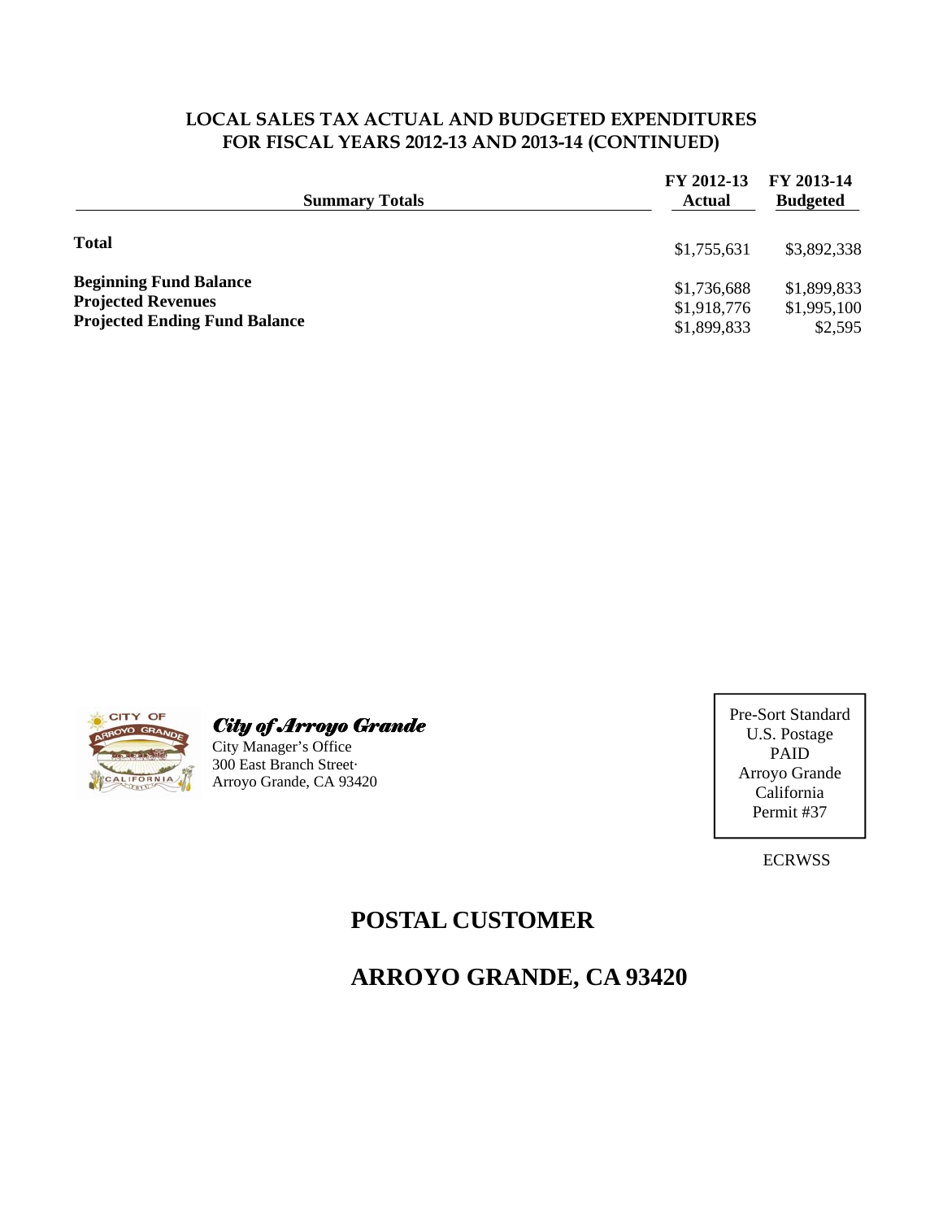## LOCAL SALES TAX ACTUAL AND BUDGETED EXPENDITURES FOR FISCAL YEARS 2012-13 AND 2013-14 (CONTINUED)

| Summary Totals | FY 2012-13 Actual | FY 2013-14 Budgeted |
|---|---|---|
| **Total** | $1,755,631 | $3,892,338 |
| **Beginning Fund Balance** | $1,736,688 | $1,899,833 |
| **Projected Revenues** | $1,918,776 | $1,995,100 |
| **Projected Ending Fund Balance** | $1,899,833 | $2,595 |

***City of Arroyo Grande***
City Manager's Office
300 East Branch Street·
Arroyo Grande, CA 93420

Pre-Sort Standard
U.S. Postage
PAID
Arroyo Grande
California
Permit #37

ECRWSS

**POSTAL CUSTOMER**

**ARROYO GRANDE, CA 93420**